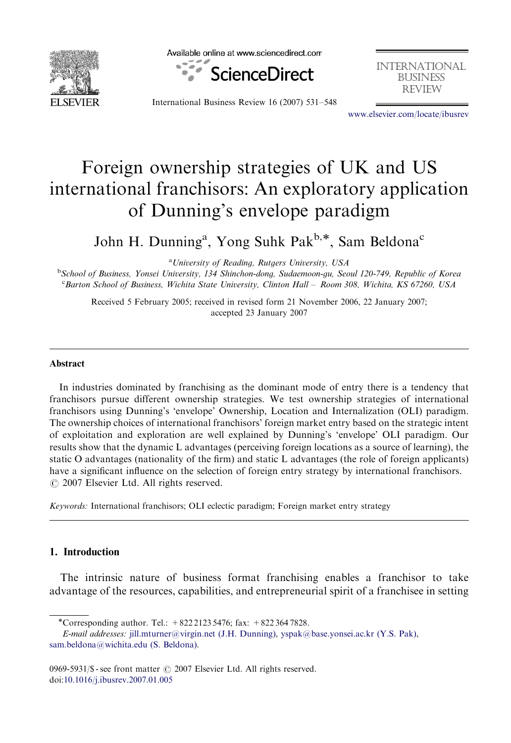# Foreign ownership strategies of UK and US international franchisors: An exploratory application of Dunning's envelope paradigm

John H. Dunning[a], Yong Suhk Pak[b,*], Sam Beldona[c]

[a]*University of Reading, Rutgers University, USA*

[b]*School of Business, Yonsei University, 134 Shinchon-dong, Sudaemoon-gu, Seoul 120-749, Republic of Korea*

[c]*Barton School of Business, Wichita State University, Clinton Hall – Room 308, Wichita, KS 67260, USA*

Received 5 February 2005; received in revised form 21 November 2006, 22 January 2007; accepted 23 January 2007

## Abstract

In industries dominated by franchising as the dominant mode of entry there is a tendency that franchisors pursue different ownership strategies. We test ownership strategies of international franchisors using Dunning's 'envelope' Ownership, Location and Internalization (OLI) paradigm. The ownership choices of international franchisors' foreign market entry based on the strategic intent of exploitation and exploration are well explained by Dunning's 'envelope' OLI paradigm. Our results show that the dynamic L advantages (perceiving foreign locations as a source of learning), the static O advantages (nationality of the firm) and static L advantages (the role of foreign applicants) have a significant influence on the selection of foreign entry strategy by international franchisors.
© 2007 Elsevier Ltd. All rights reserved.

*Keywords:* International franchisors; OLI eclectic paradigm; Foreign market entry strategy

## 1. Introduction

The intrinsic nature of business format franchising enables a franchisor to take advantage of the resources, capabilities, and entrepreneurial spirit of a franchisee in setting

---

*Corresponding author. Tel.: +822 2123 5476; fax: +822 364 7828.

*E-mail addresses:* jill.mturner@virgin.net (J.H. Dunning), yspak@base.yonsei.ac.kr (Y.S. Pak), sam.beldona@wichita.edu (S. Beldona).

0969-5931/$ - see front matter © 2007 Elsevier Ltd. All rights reserved.
doi:10.1016/j.ibusrev.2007.01.005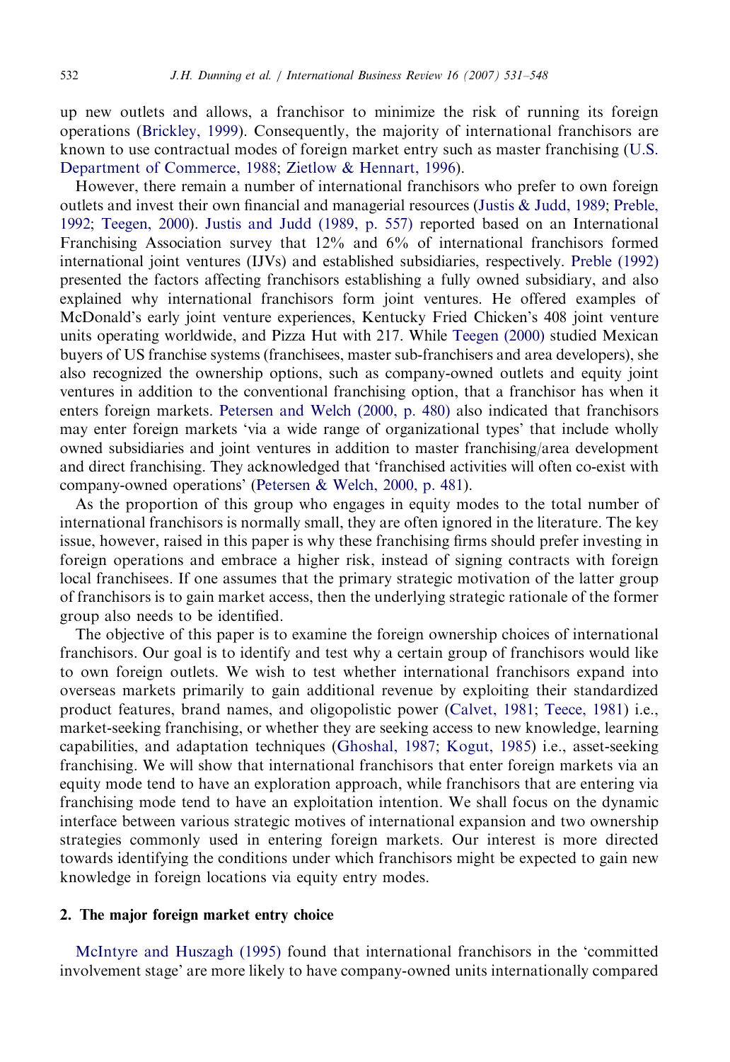up new outlets and allows, a franchisor to minimize the risk of running its foreign operations (Brickley, 1999). Consequently, the majority of international franchisors are known to use contractual modes of foreign market entry such as master franchising (U.S. Department of Commerce, 1988; Zietlow & Hennart, 1996).

However, there remain a number of international franchisors who prefer to own foreign outlets and invest their own financial and managerial resources (Justis & Judd, 1989; Preble, 1992; Teegen, 2000). Justis and Judd (1989, p. 557) reported based on an International Franchising Association survey that 12% and 6% of international franchisors formed international joint ventures (IJVs) and established subsidiaries, respectively. Preble (1992) presented the factors affecting franchisors establishing a fully owned subsidiary, and also explained why international franchisors form joint ventures. He offered examples of McDonald's early joint venture experiences, Kentucky Fried Chicken's 408 joint venture units operating worldwide, and Pizza Hut with 217. While Teegen (2000) studied Mexican buyers of US franchise systems (franchisees, master sub-franchisers and area developers), she also recognized the ownership options, such as company-owned outlets and equity joint ventures in addition to the conventional franchising option, that a franchisor has when it enters foreign markets. Petersen and Welch (2000, p. 480) also indicated that franchisors may enter foreign markets 'via a wide range of organizational types' that include wholly owned subsidiaries and joint ventures in addition to master franchising/area development and direct franchising. They acknowledged that 'franchised activities will often co-exist with company-owned operations' (Petersen & Welch, 2000, p. 481).

As the proportion of this group who engages in equity modes to the total number of international franchisors is normally small, they are often ignored in the literature. The key issue, however, raised in this paper is why these franchising firms should prefer investing in foreign operations and embrace a higher risk, instead of signing contracts with foreign local franchisees. If one assumes that the primary strategic motivation of the latter group of franchisors is to gain market access, then the underlying strategic rationale of the former group also needs to be identified.

The objective of this paper is to examine the foreign ownership choices of international franchisors. Our goal is to identify and test why a certain group of franchisors would like to own foreign outlets. We wish to test whether international franchisors expand into overseas markets primarily to gain additional revenue by exploiting their standardized product features, brand names, and oligopolistic power (Calvet, 1981; Teece, 1981) i.e., market-seeking franchising, or whether they are seeking access to new knowledge, learning capabilities, and adaptation techniques (Ghoshal, 1987; Kogut, 1985) i.e., asset-seeking franchising. We will show that international franchisors that enter foreign markets via an equity mode tend to have an exploration approach, while franchisors that are entering via franchising mode tend to have an exploitation intention. We shall focus on the dynamic interface between various strategic motives of international expansion and two ownership strategies commonly used in entering foreign markets. Our interest is more directed towards identifying the conditions under which franchisors might be expected to gain new knowledge in foreign locations via equity entry modes.

## 2. The major foreign market entry choice

McIntyre and Huszagh (1995) found that international franchisors in the 'committed involvement stage' are more likely to have company-owned units internationally compared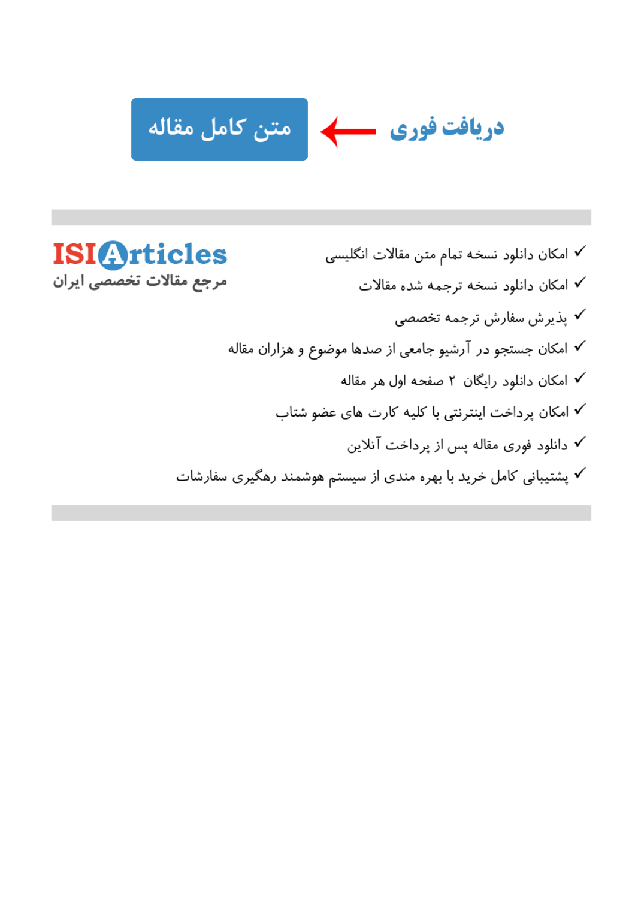دریافت فوری ← متن کامل مقاله

ISIArticles

مرجع مقالات تخصصی ایران

- ✓ امکان دانلود نسخه تمام متن مقالات انگلیسی
- ✓ امکان دانلود نسخه ترجمه شده مقالات
- ✓ پذیرش سفارش ترجمه تخصصی
- ✓ امکان جستجو در آرشیو جامعی از صدها موضوع و هزاران مقاله
- ✓ امکان دانلود رایگان ۲ صفحه اول هر مقاله
- ✓ امکان پرداخت اینترنتی با کلیه کارت های عضو شتاب
- ✓ دانلود فوری مقاله پس از پرداخت آنلاین
- ✓ پشتیبانی کامل خرید با بهره مندی از سیستم هوشمند رهگیری سفارشات